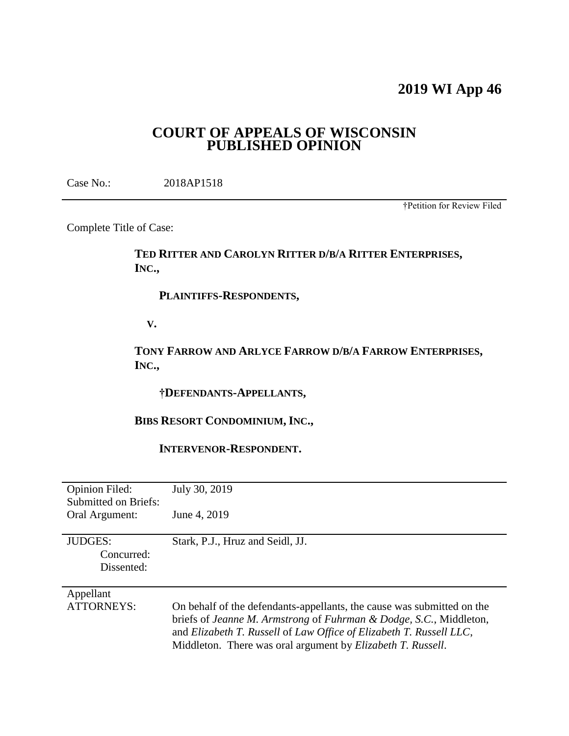# 2019 WI App 46

## COURT OF APPEALS OF WISCONSIN PUBLISHED OPINION

Case No.: 2018AP1518

†Petition for Review Filed

Complete Title of Case:

**TED RITTER AND CAROLYN RITTER D/B/A RITTER ENTERPRISES, INC.,**

**PLAINTIFFS-RESPONDENTS,**

**V.**

**TONY FARROW AND ARLYCE FARROW D/B/A FARROW ENTERPRISES, INC.,**

**†DEFENDANTS-APPELLANTS,**

**BIBS RESORT CONDOMINIUM, INC.,**

**INTERVENOR-RESPONDENT.**

| | |
|---|---|
| Opinion Filed: | July 30, 2019 |
| Submitted on Briefs: | |
| Oral Argument: | June 4, 2019 |
| JUDGES: | Stark, P.J., Hruz and Seidl, JJ. |
| Concurred: | |
| Dissented: | |
| Appellant ATTORNEYS: | On behalf of the defendants-appellants, the cause was submitted on the briefs of *Jeanne M. Armstrong* of *Fuhrman & Dodge, S.C.*, Middleton, and *Elizabeth T. Russell* of *Law Office of Elizabeth T. Russell LLC*, Middleton. There was oral argument by *Elizabeth T. Russell*. |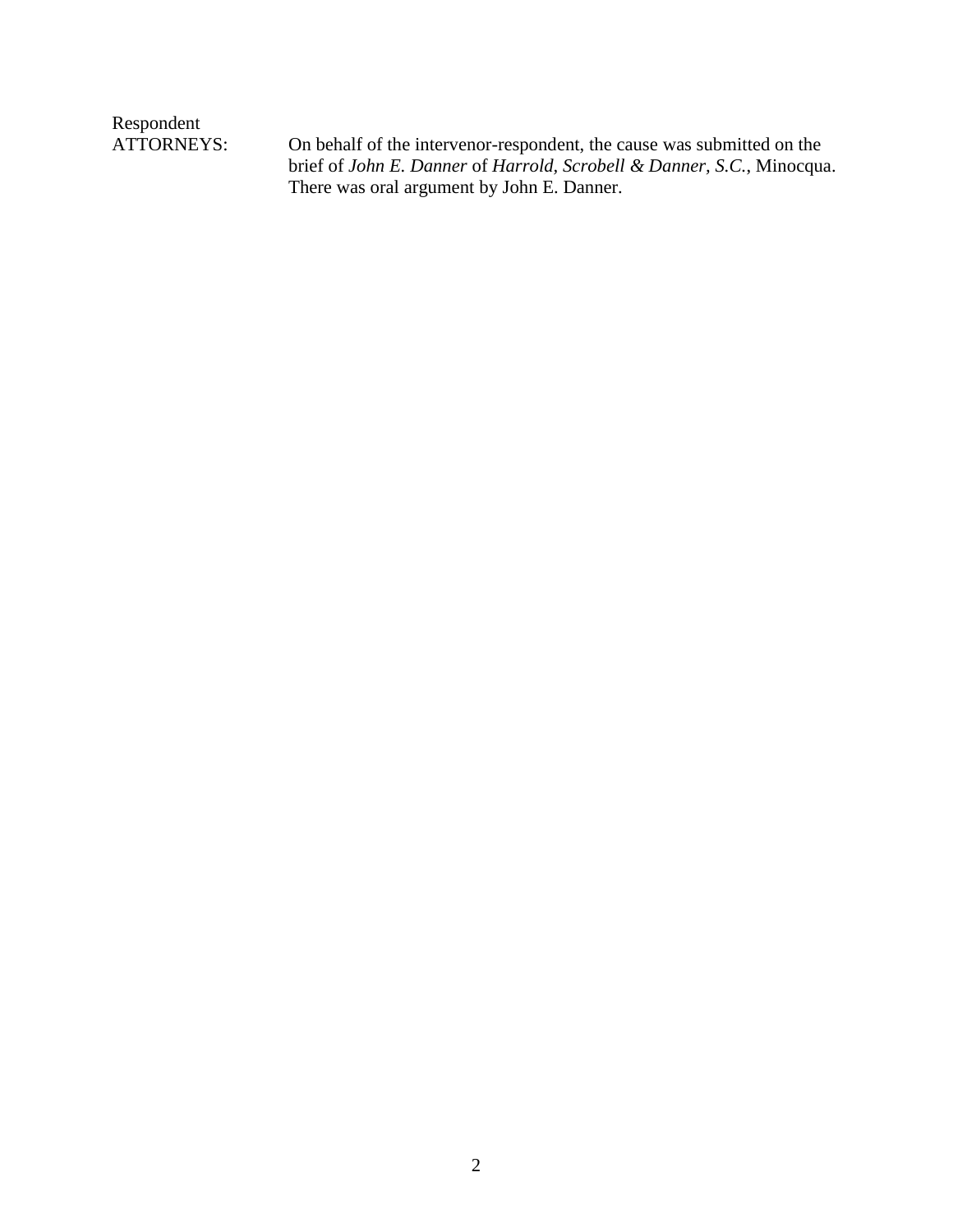Respondent
ATTORNEYS: On behalf of the intervenor-respondent, the cause was submitted on the brief of *John E. Danner* of *Harrold, Scrobell & Danner, S.C.*, Minocqua. There was oral argument by John E. Danner.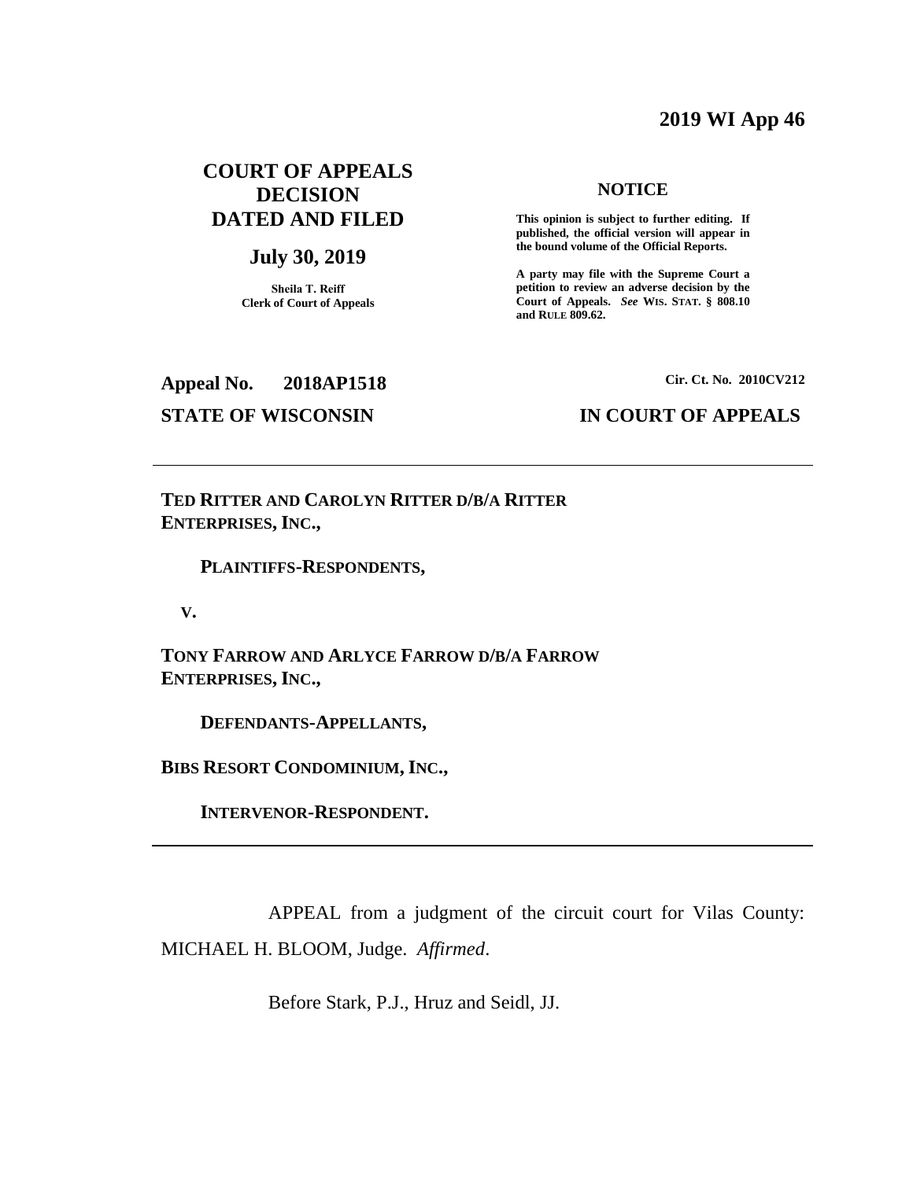**2019 WI App 46**

**COURT OF APPEALS DECISION DATED AND FILED**

**July 30, 2019**

**Sheila T. Reiff**
**Clerk of Court of Appeals**

**NOTICE**

**This opinion is subject to further editing. If published, the official version will appear in the bound volume of the Official Reports.**

**A party may file with the Supreme Court a petition to review an adverse decision by the Court of Appeals. *See* WIS. STAT. § 808.10 and RULE 809.62.**

**Appeal No. 2018AP1518**

**Cir. Ct. No. 2010CV212**

**STATE OF WISCONSIN**

**IN COURT OF APPEALS**

---

**TED RITTER AND CAROLYN RITTER D/B/A RITTER ENTERPRISES, INC.,**

**PLAINTIFFS-RESPONDENTS,**

**V.**

**TONY FARROW AND ARLYCE FARROW D/B/A FARROW ENTERPRISES, INC.,**

**DEFENDANTS-APPELLANTS,**

**BIBS RESORT CONDOMINIUM, INC.,**

**INTERVENOR-RESPONDENT.**

---

APPEAL from a judgment of the circuit court for Vilas County: MICHAEL H. BLOOM, Judge. *Affirmed*.

Before Stark, P.J., Hruz and Seidl, JJ.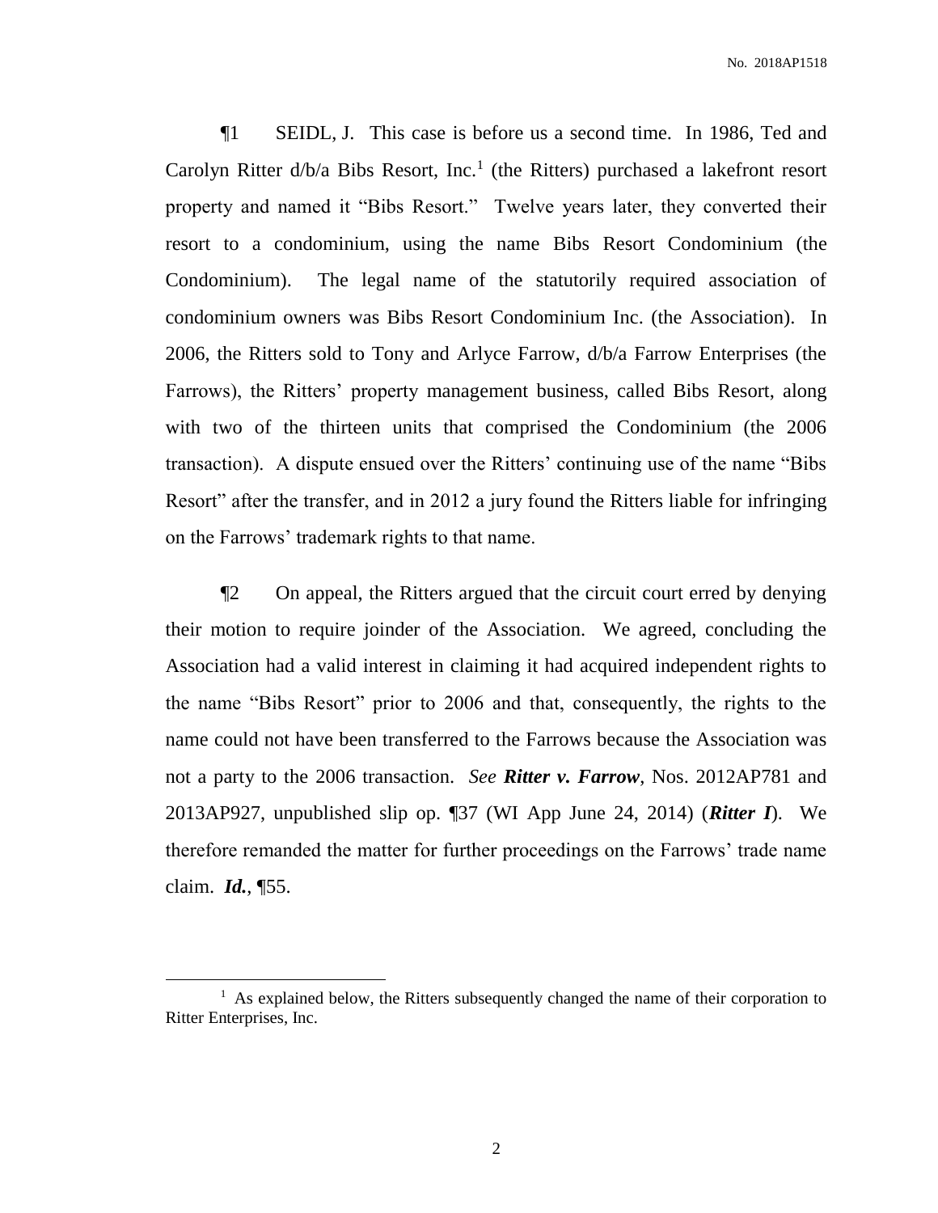¶1 SEIDL, J. This case is before us a second time. In 1986, Ted and Carolyn Ritter d/b/a Bibs Resort, Inc.[1] (the Ritters) purchased a lakefront resort property and named it "Bibs Resort." Twelve years later, they converted their resort to a condominium, using the name Bibs Resort Condominium (the Condominium). The legal name of the statutorily required association of condominium owners was Bibs Resort Condominium Inc. (the Association). In 2006, the Ritters sold to Tony and Arlyce Farrow, d/b/a Farrow Enterprises (the Farrows), the Ritters' property management business, called Bibs Resort, along with two of the thirteen units that comprised the Condominium (the 2006 transaction). A dispute ensued over the Ritters' continuing use of the name "Bibs Resort" after the transfer, and in 2012 a jury found the Ritters liable for infringing on the Farrows' trademark rights to that name.

¶2 On appeal, the Ritters argued that the circuit court erred by denying their motion to require joinder of the Association. We agreed, concluding the Association had a valid interest in claiming it had acquired independent rights to the name "Bibs Resort" prior to 2006 and that, consequently, the rights to the name could not have been transferred to the Farrows because the Association was not a party to the 2006 transaction. *See* ***Ritter v. Farrow***, Nos. 2012AP781 and 2013AP927, unpublished slip op. ¶37 (WI App June 24, 2014) (***Ritter I***). We therefore remanded the matter for further proceedings on the Farrows' trade name claim. ***Id.***, ¶55.

[1] As explained below, the Ritters subsequently changed the name of their corporation to Ritter Enterprises, Inc.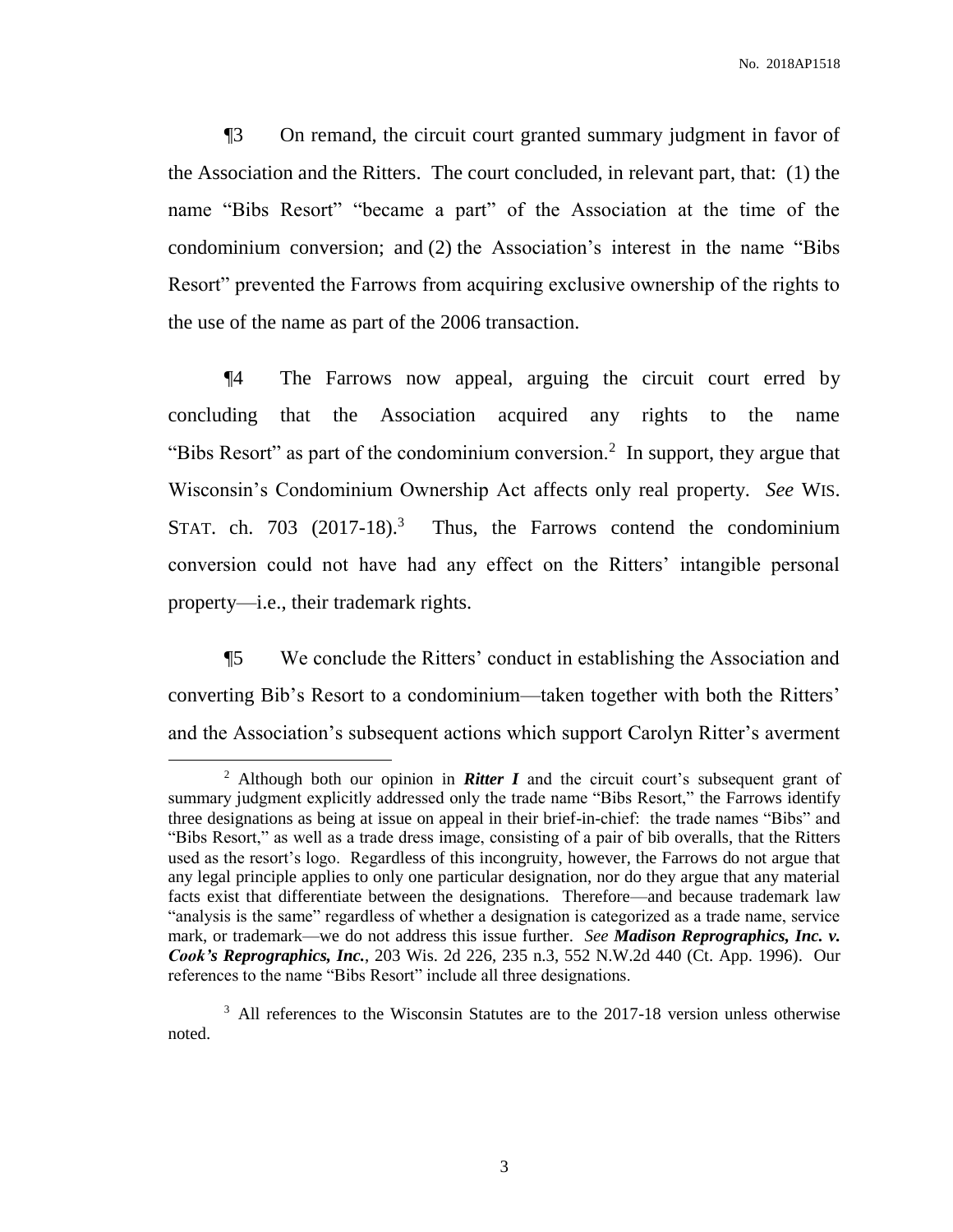¶3 On remand, the circuit court granted summary judgment in favor of the Association and the Ritters. The court concluded, in relevant part, that: (1) the name "Bibs Resort" "became a part" of the Association at the time of the condominium conversion; and (2) the Association's interest in the name "Bibs Resort" prevented the Farrows from acquiring exclusive ownership of the rights to the use of the name as part of the 2006 transaction.

¶4 The Farrows now appeal, arguing the circuit court erred by concluding that the Association acquired any rights to the name "Bibs Resort" as part of the condominium conversion.[2] In support, they argue that Wisconsin's Condominium Ownership Act affects only real property. *See* WIS. STAT. ch. 703 (2017-18).[3] Thus, the Farrows contend the condominium conversion could not have had any effect on the Ritters' intangible personal property—i.e., their trademark rights.

¶5 We conclude the Ritters' conduct in establishing the Association and converting Bib's Resort to a condominium—taken together with both the Ritters' and the Association's subsequent actions which support Carolyn Ritter's averment

---

[2] Although both our opinion in ***Ritter I*** and the circuit court's subsequent grant of summary judgment explicitly addressed only the trade name "Bibs Resort," the Farrows identify three designations as being at issue on appeal in their brief-in-chief: the trade names "Bibs" and "Bibs Resort," as well as a trade dress image, consisting of a pair of bib overalls, that the Ritters used as the resort's logo. Regardless of this incongruity, however, the Farrows do not argue that any legal principle applies to only one particular designation, nor do they argue that any material facts exist that differentiate between the designations. Therefore—and because trademark law "analysis is the same" regardless of whether a designation is categorized as a trade name, service mark, or trademark—we do not address this issue further. *See* ***Madison Reprographics, Inc. v. Cook's Reprographics, Inc.***, 203 Wis. 2d 226, 235 n.3, 552 N.W.2d 440 (Ct. App. 1996). Our references to the name "Bibs Resort" include all three designations.

[3] All references to the Wisconsin Statutes are to the 2017-18 version unless otherwise noted.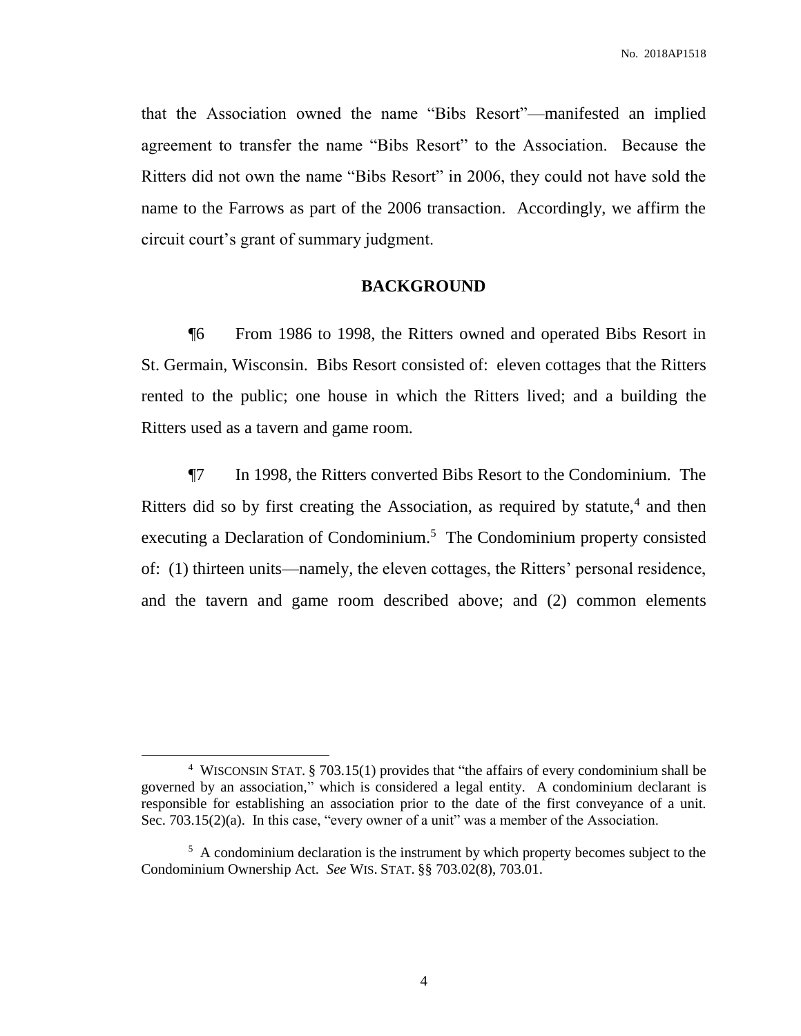that the Association owned the name "Bibs Resort"—manifested an implied agreement to transfer the name "Bibs Resort" to the Association. Because the Ritters did not own the name "Bibs Resort" in 2006, they could not have sold the name to the Farrows as part of the 2006 transaction. Accordingly, we affirm the circuit court's grant of summary judgment.

## BACKGROUND

¶6 From 1986 to 1998, the Ritters owned and operated Bibs Resort in St. Germain, Wisconsin. Bibs Resort consisted of: eleven cottages that the Ritters rented to the public; one house in which the Ritters lived; and a building the Ritters used as a tavern and game room.

¶7 In 1998, the Ritters converted Bibs Resort to the Condominium. The Ritters did so by first creating the Association, as required by statute,[4] and then executing a Declaration of Condominium.[5] The Condominium property consisted of: (1) thirteen units—namely, the eleven cottages, the Ritters' personal residence, and the tavern and game room described above; and (2) common elements

---

[4] WISCONSIN STAT. § 703.15(1) provides that "the affairs of every condominium shall be governed by an association," which is considered a legal entity. A condominium declarant is responsible for establishing an association prior to the date of the first conveyance of a unit. Sec. 703.15(2)(a). In this case, "every owner of a unit" was a member of the Association.

[5] A condominium declaration is the instrument by which property becomes subject to the Condominium Ownership Act. *See* WIS. STAT. §§ 703.02(8), 703.01.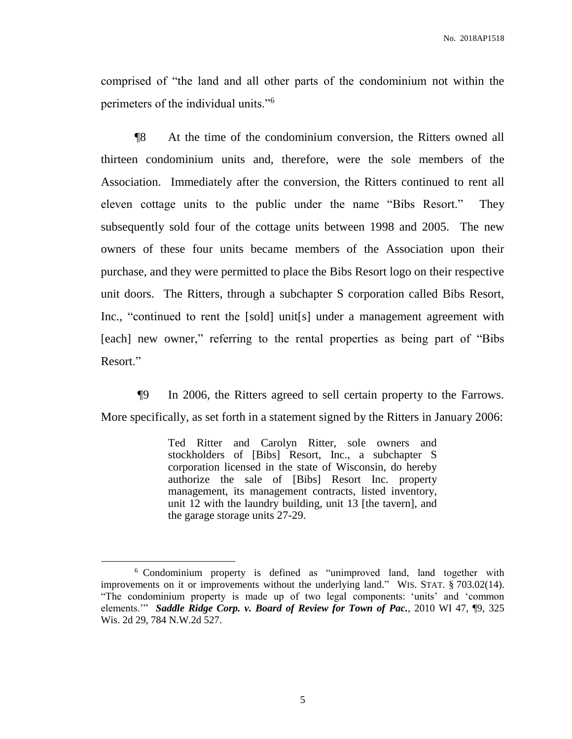comprised of "the land and all other parts of the condominium not within the perimeters of the individual units."[6]

¶8 At the time of the condominium conversion, the Ritters owned all thirteen condominium units and, therefore, were the sole members of the Association. Immediately after the conversion, the Ritters continued to rent all eleven cottage units to the public under the name "Bibs Resort." They subsequently sold four of the cottage units between 1998 and 2005. The new owners of these four units became members of the Association upon their purchase, and they were permitted to place the Bibs Resort logo on their respective unit doors. The Ritters, through a subchapter S corporation called Bibs Resort, Inc., "continued to rent the [sold] unit[s] under a management agreement with [each] new owner," referring to the rental properties as being part of "Bibs Resort."

¶9 In 2006, the Ritters agreed to sell certain property to the Farrows. More specifically, as set forth in a statement signed by the Ritters in January 2006:

> Ted Ritter and Carolyn Ritter, sole owners and stockholders of [Bibs] Resort, Inc., a subchapter S corporation licensed in the state of Wisconsin, do hereby authorize the sale of [Bibs] Resort Inc. property management, its management contracts, listed inventory, unit 12 with the laundry building, unit 13 [the tavern], and the garage storage units 27-29.

---

[6] Condominium property is defined as "unimproved land, land together with improvements on it or improvements without the underlying land." WIS. STAT. § 703.02(14). "The condominium property is made up of two legal components: 'units' and 'common elements.'" ***Saddle Ridge Corp. v. Board of Review for Town of Pac.***, 2010 WI 47, ¶9, 325 Wis. 2d 29, 784 N.W.2d 527.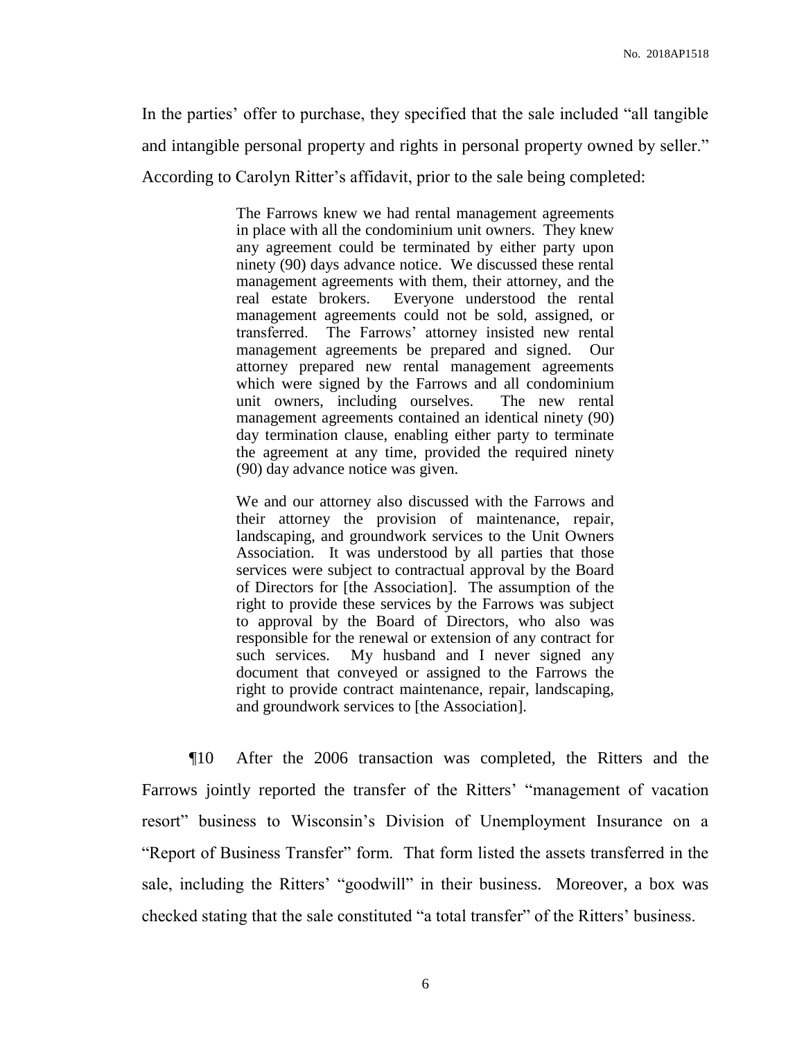In the parties' offer to purchase, they specified that the sale included "all tangible and intangible personal property and rights in personal property owned by seller." According to Carolyn Ritter's affidavit, prior to the sale being completed:

> The Farrows knew we had rental management agreements in place with all the condominium unit owners. They knew any agreement could be terminated by either party upon ninety (90) days advance notice. We discussed these rental management agreements with them, their attorney, and the real estate brokers. Everyone understood the rental management agreements could not be sold, assigned, or transferred. The Farrows' attorney insisted new rental management agreements be prepared and signed. Our attorney prepared new rental management agreements which were signed by the Farrows and all condominium unit owners, including ourselves. The new rental management agreements contained an identical ninety (90) day termination clause, enabling either party to terminate the agreement at any time, provided the required ninety (90) day advance notice was given.
>
> We and our attorney also discussed with the Farrows and their attorney the provision of maintenance, repair, landscaping, and groundwork services to the Unit Owners Association. It was understood by all parties that those services were subject to contractual approval by the Board of Directors for [the Association]. The assumption of the right to provide these services by the Farrows was subject to approval by the Board of Directors, who also was responsible for the renewal or extension of any contract for such services. My husband and I never signed any document that conveyed or assigned to the Farrows the right to provide contract maintenance, repair, landscaping, and groundwork services to [the Association].

¶10 After the 2006 transaction was completed, the Ritters and the Farrows jointly reported the transfer of the Ritters' "management of vacation resort" business to Wisconsin's Division of Unemployment Insurance on a "Report of Business Transfer" form. That form listed the assets transferred in the sale, including the Ritters' "goodwill" in their business. Moreover, a box was checked stating that the sale constituted "a total transfer" of the Ritters' business.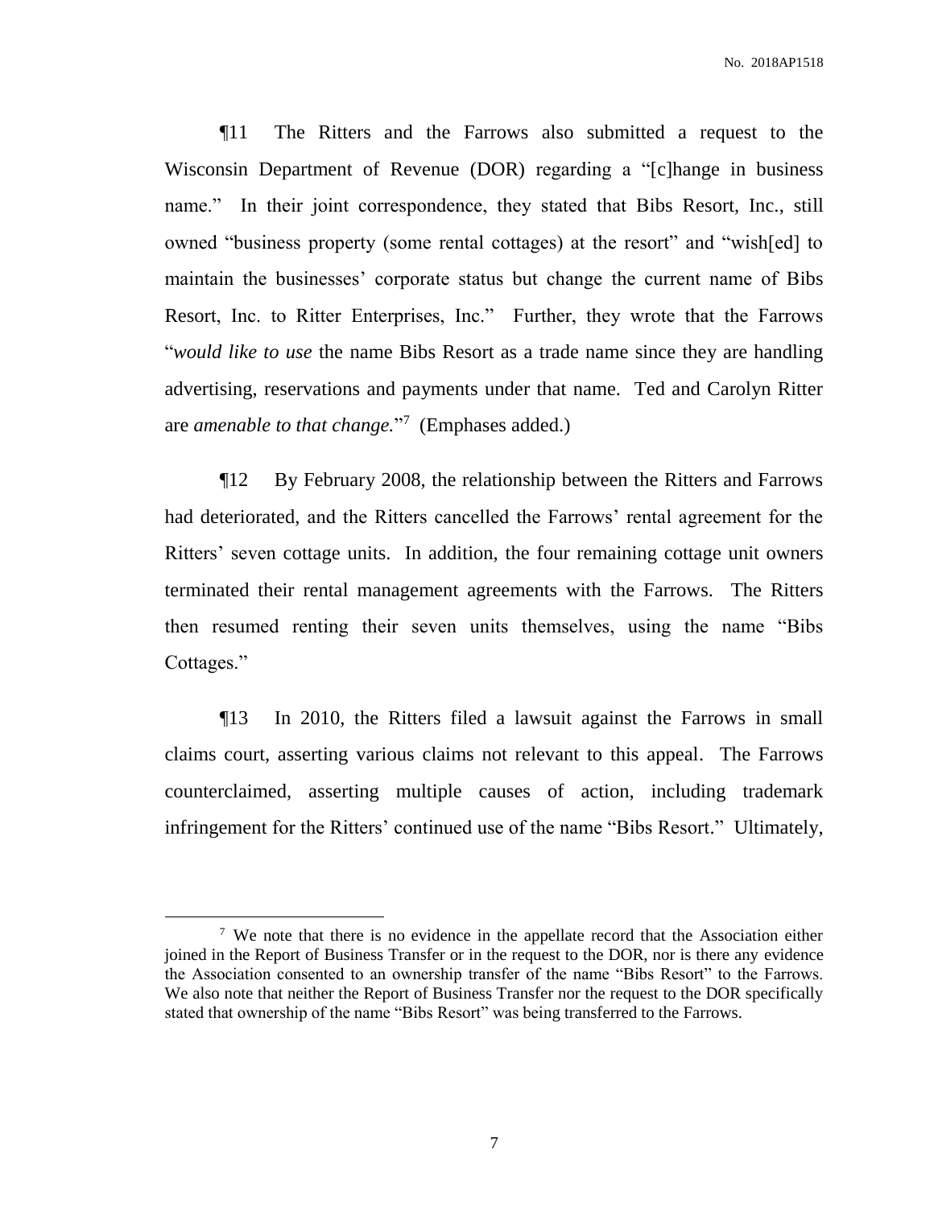¶11 The Ritters and the Farrows also submitted a request to the Wisconsin Department of Revenue (DOR) regarding a "[c]hange in business name." In their joint correspondence, they stated that Bibs Resort, Inc., still owned "business property (some rental cottages) at the resort" and "wish[ed] to maintain the businesses' corporate status but change the current name of Bibs Resort, Inc. to Ritter Enterprises, Inc." Further, they wrote that the Farrows "*would like to use* the name Bibs Resort as a trade name since they are handling advertising, reservations and payments under that name. Ted and Carolyn Ritter are *amenable to that change.*"[7] (Emphases added.)

¶12 By February 2008, the relationship between the Ritters and Farrows had deteriorated, and the Ritters cancelled the Farrows' rental agreement for the Ritters' seven cottage units. In addition, the four remaining cottage unit owners terminated their rental management agreements with the Farrows. The Ritters then resumed renting their seven units themselves, using the name "Bibs Cottages."

¶13 In 2010, the Ritters filed a lawsuit against the Farrows in small claims court, asserting various claims not relevant to this appeal. The Farrows counterclaimed, asserting multiple causes of action, including trademark infringement for the Ritters' continued use of the name "Bibs Resort." Ultimately,

---

[7] We note that there is no evidence in the appellate record that the Association either joined in the Report of Business Transfer or in the request to the DOR, nor is there any evidence the Association consented to an ownership transfer of the name "Bibs Resort" to the Farrows. We also note that neither the Report of Business Transfer nor the request to the DOR specifically stated that ownership of the name "Bibs Resort" was being transferred to the Farrows.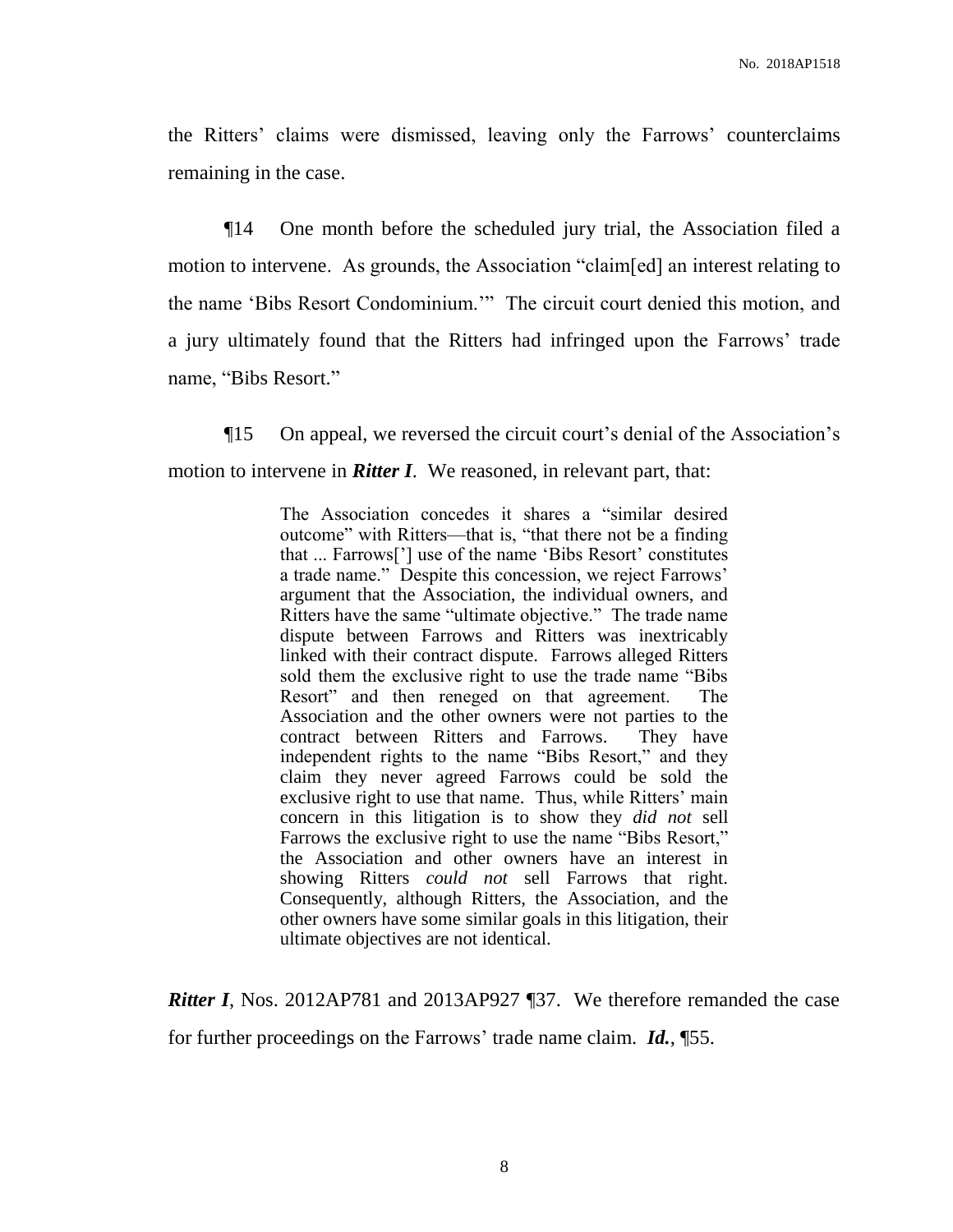the Ritters' claims were dismissed, leaving only the Farrows' counterclaims remaining in the case.

¶14 One month before the scheduled jury trial, the Association filed a motion to intervene. As grounds, the Association "claim[ed] an interest relating to the name 'Bibs Resort Condominium.'" The circuit court denied this motion, and a jury ultimately found that the Ritters had infringed upon the Farrows' trade name, "Bibs Resort."

¶15 On appeal, we reversed the circuit court's denial of the Association's motion to intervene in ***Ritter I***. We reasoned, in relevant part, that:

> The Association concedes it shares a "similar desired outcome" with Ritters—that is, "that there not be a finding that ... Farrows['] use of the name 'Bibs Resort' constitutes a trade name." Despite this concession, we reject Farrows' argument that the Association, the individual owners, and Ritters have the same "ultimate objective." The trade name dispute between Farrows and Ritters was inextricably linked with their contract dispute. Farrows alleged Ritters sold them the exclusive right to use the trade name "Bibs Resort" and then reneged on that agreement. The Association and the other owners were not parties to the contract between Ritters and Farrows. They have independent rights to the name "Bibs Resort," and they claim they never agreed Farrows could be sold the exclusive right to use that name. Thus, while Ritters' main concern in this litigation is to show they *did not* sell Farrows the exclusive right to use the name "Bibs Resort," the Association and other owners have an interest in showing Ritters *could not* sell Farrows that right. Consequently, although Ritters, the Association, and the other owners have some similar goals in this litigation, their ultimate objectives are not identical.

***Ritter I***, Nos. 2012AP781 and 2013AP927 ¶37. We therefore remanded the case for further proceedings on the Farrows' trade name claim. ***Id.***, ¶55.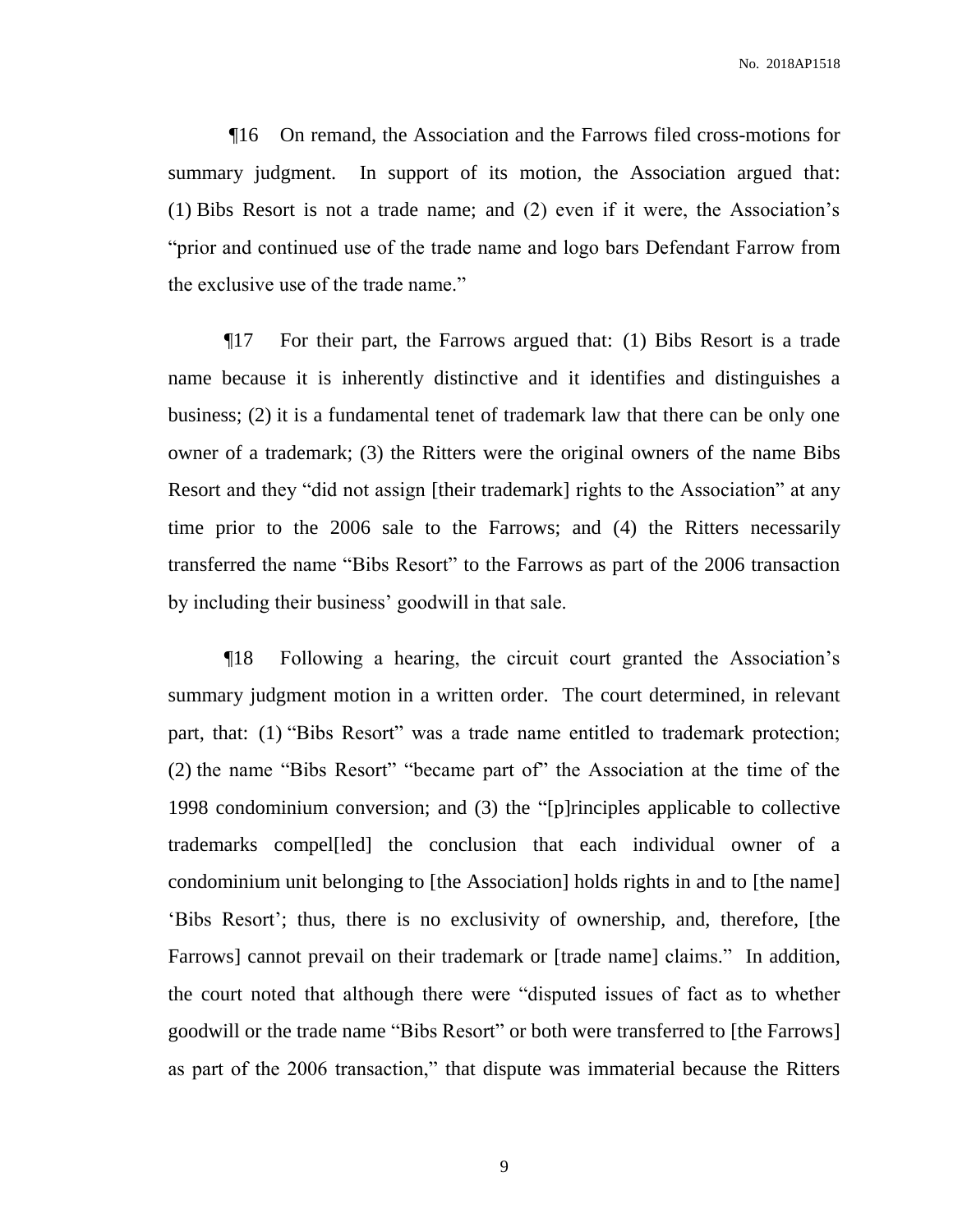¶16 On remand, the Association and the Farrows filed cross-motions for summary judgment. In support of its motion, the Association argued that: (1) Bibs Resort is not a trade name; and (2) even if it were, the Association's "prior and continued use of the trade name and logo bars Defendant Farrow from the exclusive use of the trade name."

¶17 For their part, the Farrows argued that: (1) Bibs Resort is a trade name because it is inherently distinctive and it identifies and distinguishes a business; (2) it is a fundamental tenet of trademark law that there can be only one owner of a trademark; (3) the Ritters were the original owners of the name Bibs Resort and they "did not assign [their trademark] rights to the Association" at any time prior to the 2006 sale to the Farrows; and (4) the Ritters necessarily transferred the name "Bibs Resort" to the Farrows as part of the 2006 transaction by including their business' goodwill in that sale.

¶18 Following a hearing, the circuit court granted the Association's summary judgment motion in a written order. The court determined, in relevant part, that: (1) "Bibs Resort" was a trade name entitled to trademark protection; (2) the name "Bibs Resort" "became part of" the Association at the time of the 1998 condominium conversion; and (3) the "[p]rinciples applicable to collective trademarks compel[led] the conclusion that each individual owner of a condominium unit belonging to [the Association] holds rights in and to [the name] 'Bibs Resort'; thus, there is no exclusivity of ownership, and, therefore, [the Farrows] cannot prevail on their trademark or [trade name] claims." In addition, the court noted that although there were "disputed issues of fact as to whether goodwill or the trade name "Bibs Resort" or both were transferred to [the Farrows] as part of the 2006 transaction," that dispute was immaterial because the Ritters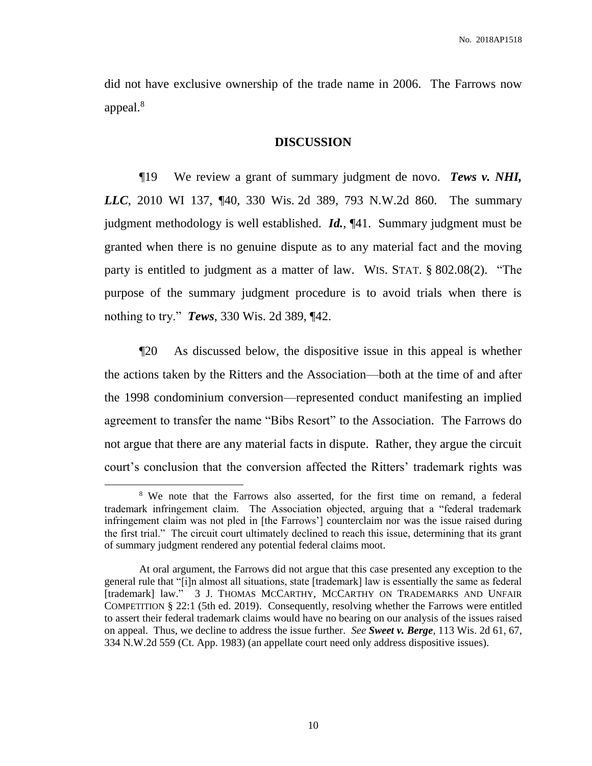did not have exclusive ownership of the trade name in 2006. The Farrows now appeal.[8]

## DISCUSSION

¶19 We review a grant of summary judgment de novo. ***Tews v. NHI, LLC***, 2010 WI 137, ¶40, 330 Wis. 2d 389, 793 N.W.2d 860. The summary judgment methodology is well established. ***Id.***, ¶41. Summary judgment must be granted when there is no genuine dispute as to any material fact and the moving party is entitled to judgment as a matter of law. WIS. STAT. § 802.08(2). "The purpose of the summary judgment procedure is to avoid trials when there is nothing to try." ***Tews***, 330 Wis. 2d 389, ¶42.

¶20 As discussed below, the dispositive issue in this appeal is whether the actions taken by the Ritters and the Association—both at the time of and after the 1998 condominium conversion—represented conduct manifesting an implied agreement to transfer the name "Bibs Resort" to the Association. The Farrows do not argue that there are any material facts in dispute. Rather, they argue the circuit court's conclusion that the conversion affected the Ritters' trademark rights was

---

[8] We note that the Farrows also asserted, for the first time on remand, a federal trademark infringement claim. The Association objected, arguing that a "federal trademark infringement claim was not pled in [the Farrows'] counterclaim nor was the issue raised during the first trial." The circuit court ultimately declined to reach this issue, determining that its grant of summary judgment rendered any potential federal claims moot.

At oral argument, the Farrows did not argue that this case presented any exception to the general rule that "[i]n almost all situations, state [trademark] law is essentially the same as federal [trademark] law." 3 J. THOMAS MCCARTHY, MCCARTHY ON TRADEMARKS AND UNFAIR COMPETITION § 22:1 (5th ed. 2019). Consequently, resolving whether the Farrows were entitled to assert their federal trademark claims would have no bearing on our analysis of the issues raised on appeal. Thus, we decline to address the issue further. *See* ***Sweet v. Berge***, 113 Wis. 2d 61, 67, 334 N.W.2d 559 (Ct. App. 1983) (an appellate court need only address dispositive issues).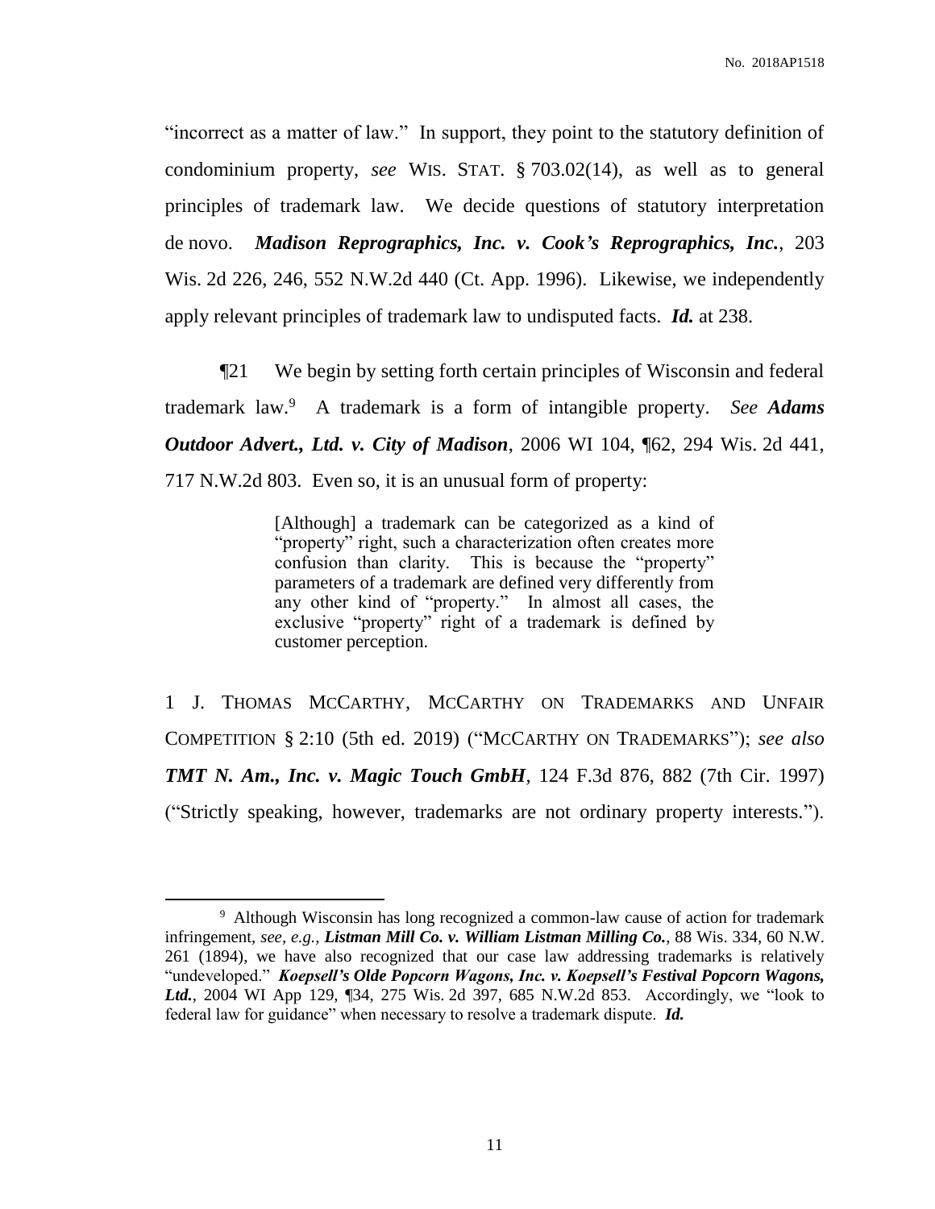"incorrect as a matter of law." In support, they point to the statutory definition of condominium property, *see* WIS. STAT. § 703.02(14), as well as to general principles of trademark law. We decide questions of statutory interpretation de novo. ***Madison Reprographics, Inc. v. Cook's Reprographics, Inc.***, 203 Wis. 2d 226, 246, 552 N.W.2d 440 (Ct. App. 1996). Likewise, we independently apply relevant principles of trademark law to undisputed facts. ***Id.*** at 238.

¶21 We begin by setting forth certain principles of Wisconsin and federal trademark law.[9] A trademark is a form of intangible property. *See* ***Adams Outdoor Advert., Ltd. v. City of Madison***, 2006 WI 104, ¶62, 294 Wis. 2d 441, 717 N.W.2d 803. Even so, it is an unusual form of property:

> [Although] a trademark can be categorized as a kind of "property" right, such a characterization often creates more confusion than clarity. This is because the "property" parameters of a trademark are defined very differently from any other kind of "property." In almost all cases, the exclusive "property" right of a trademark is defined by customer perception.

1 J. THOMAS MCCARTHY, MCCARTHY ON TRADEMARKS AND UNFAIR COMPETITION § 2:10 (5th ed. 2019) ("MCCARTHY ON TRADEMARKS"); *see also* ***TMT N. Am., Inc. v. Magic Touch GmbH***, 124 F.3d 876, 882 (7th Cir. 1997) ("Strictly speaking, however, trademarks are not ordinary property interests.").

---

[9] Although Wisconsin has long recognized a common-law cause of action for trademark infringement, *see, e.g.*, ***Listman Mill Co. v. William Listman Milling Co.***, 88 Wis. 334, 60 N.W. 261 (1894), we have also recognized that our case law addressing trademarks is relatively "undeveloped." ***Koepsell's Olde Popcorn Wagons, Inc. v. Koepsell's Festival Popcorn Wagons, Ltd.***, 2004 WI App 129, ¶34, 275 Wis. 2d 397, 685 N.W.2d 853. Accordingly, we "look to federal law for guidance" when necessary to resolve a trademark dispute. ***Id.***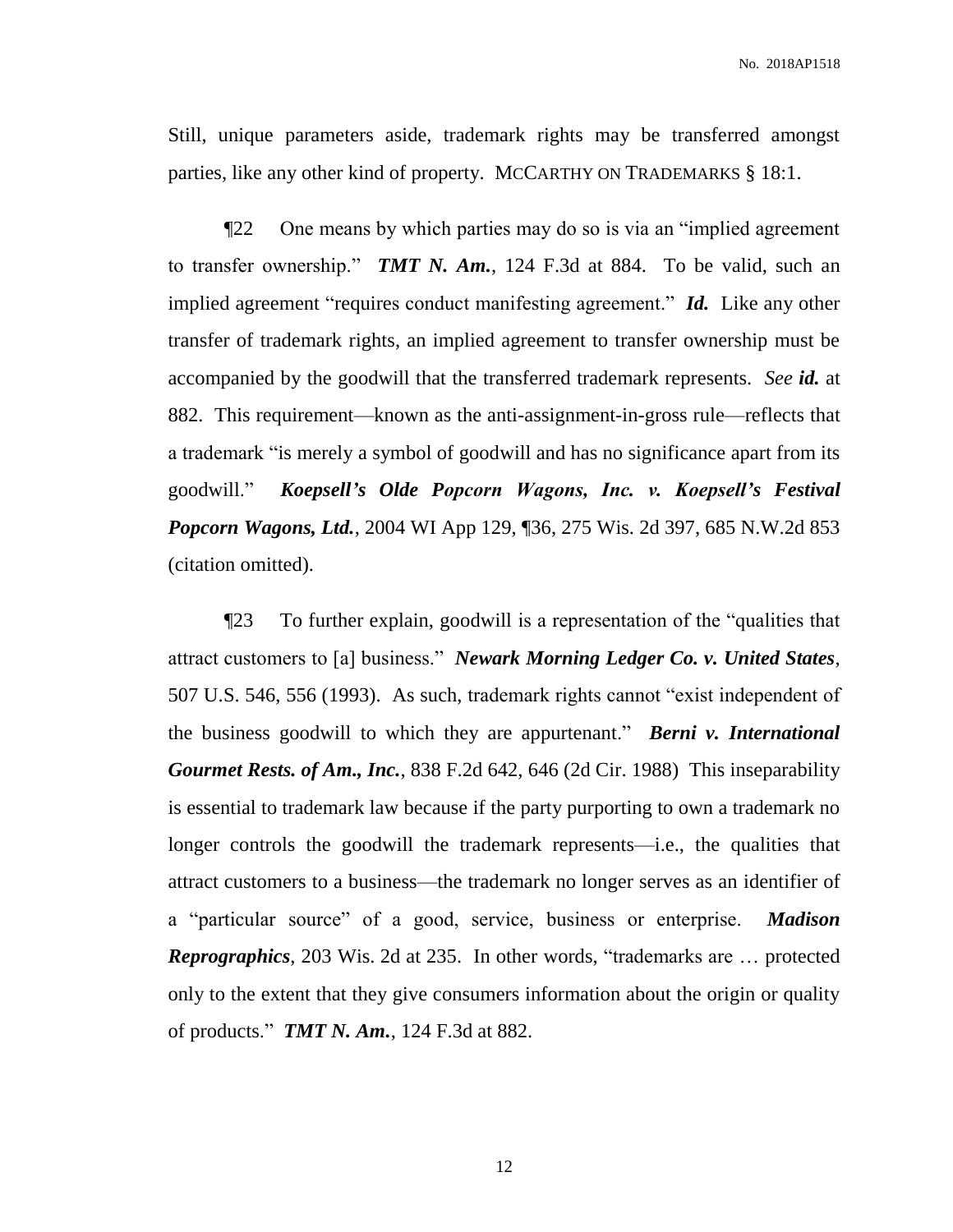Still, unique parameters aside, trademark rights may be transferred amongst parties, like any other kind of property. MCCARTHY ON TRADEMARKS § 18:1.

¶22 One means by which parties may do so is via an "implied agreement to transfer ownership." ***TMT N. Am.***, 124 F.3d at 884. To be valid, such an implied agreement "requires conduct manifesting agreement." ***Id.*** Like any other transfer of trademark rights, an implied agreement to transfer ownership must be accompanied by the goodwill that the transferred trademark represents. *See* ***id.*** at 882. This requirement—known as the anti-assignment-in-gross rule—reflects that a trademark "is merely a symbol of goodwill and has no significance apart from its goodwill." ***Koepsell's Olde Popcorn Wagons, Inc. v. Koepsell's Festival Popcorn Wagons, Ltd.***, 2004 WI App 129, ¶36, 275 Wis. 2d 397, 685 N.W.2d 853 (citation omitted).

¶23 To further explain, goodwill is a representation of the "qualities that attract customers to [a] business." ***Newark Morning Ledger Co. v. United States***, 507 U.S. 546, 556 (1993). As such, trademark rights cannot "exist independent of the business goodwill to which they are appurtenant." ***Berni v. International Gourmet Rests. of Am., Inc.***, 838 F.2d 642, 646 (2d Cir. 1988) This inseparability is essential to trademark law because if the party purporting to own a trademark no longer controls the goodwill the trademark represents—i.e., the qualities that attract customers to a business—the trademark no longer serves as an identifier of a "particular source" of a good, service, business or enterprise. ***Madison Reprographics***, 203 Wis. 2d at 235. In other words, "trademarks are … protected only to the extent that they give consumers information about the origin or quality of products." ***TMT N. Am.***, 124 F.3d at 882.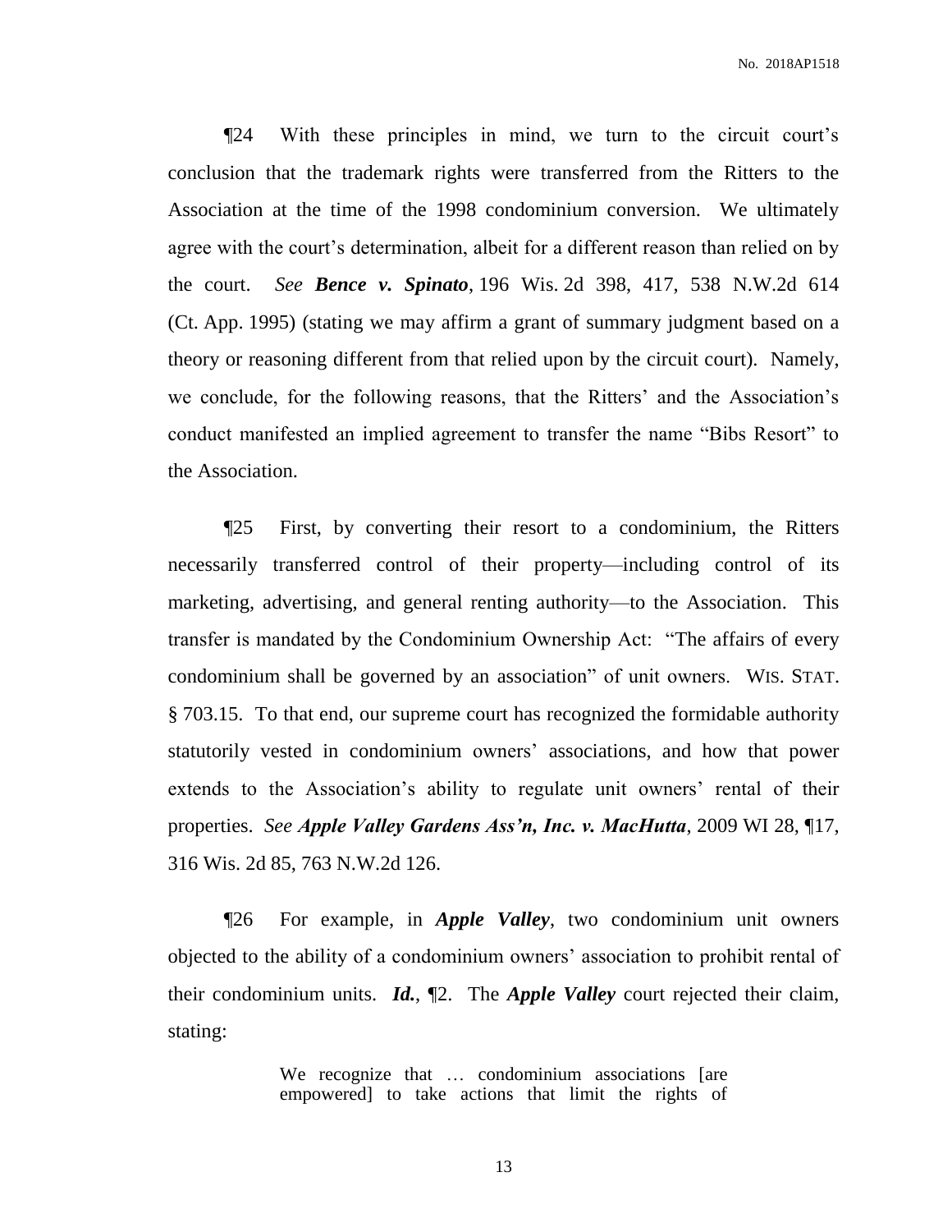¶24 With these principles in mind, we turn to the circuit court's conclusion that the trademark rights were transferred from the Ritters to the Association at the time of the 1998 condominium conversion. We ultimately agree with the court's determination, albeit for a different reason than relied on by the court. *See* ***Bence v. Spinato***, 196 Wis. 2d 398, 417, 538 N.W.2d 614 (Ct. App. 1995) (stating we may affirm a grant of summary judgment based on a theory or reasoning different from that relied upon by the circuit court). Namely, we conclude, for the following reasons, that the Ritters' and the Association's conduct manifested an implied agreement to transfer the name "Bibs Resort" to the Association.

¶25 First, by converting their resort to a condominium, the Ritters necessarily transferred control of their property—including control of its marketing, advertising, and general renting authority—to the Association. This transfer is mandated by the Condominium Ownership Act: "The affairs of every condominium shall be governed by an association" of unit owners. WIS. STAT. § 703.15. To that end, our supreme court has recognized the formidable authority statutorily vested in condominium owners' associations, and how that power extends to the Association's ability to regulate unit owners' rental of their properties. *See* ***Apple Valley Gardens Ass'n, Inc. v. MacHutta***, 2009 WI 28, ¶17, 316 Wis. 2d 85, 763 N.W.2d 126.

¶26 For example, in ***Apple Valley***, two condominium unit owners objected to the ability of a condominium owners' association to prohibit rental of their condominium units. ***Id.***, ¶2. The ***Apple Valley*** court rejected their claim, stating:

> We recognize that … condominium associations [are empowered] to take actions that limit the rights of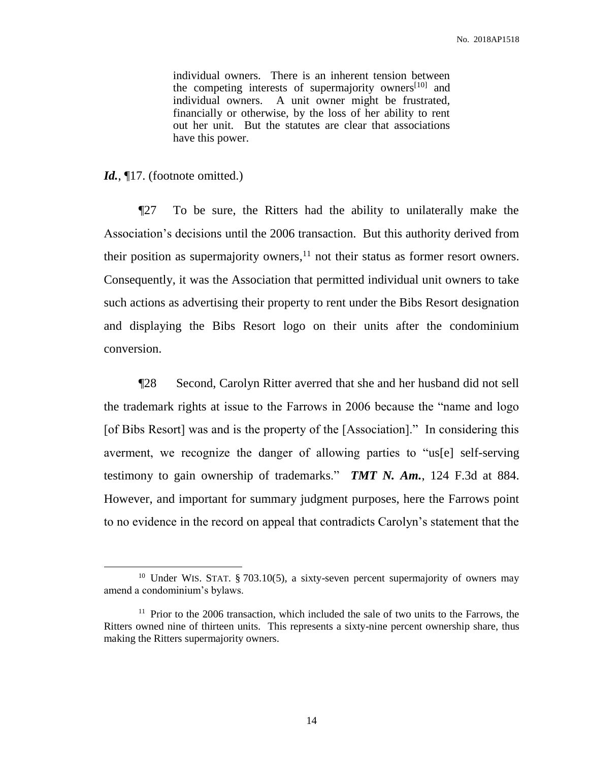> individual owners. There is an inherent tension between the competing interests of supermajority owners[10] and individual owners. A unit owner might be frustrated, financially or otherwise, by the loss of her ability to rent out her unit. But the statutes are clear that associations have this power.

***Id.***, ¶17. (footnote omitted.)

¶27 To be sure, the Ritters had the ability to unilaterally make the Association's decisions until the 2006 transaction. But this authority derived from their position as supermajority owners,[11] not their status as former resort owners. Consequently, it was the Association that permitted individual unit owners to take such actions as advertising their property to rent under the Bibs Resort designation and displaying the Bibs Resort logo on their units after the condominium conversion.

¶28 Second, Carolyn Ritter averred that she and her husband did not sell the trademark rights at issue to the Farrows in 2006 because the "name and logo [of Bibs Resort] was and is the property of the [Association]." In considering this averment, we recognize the danger of allowing parties to "us[e] self-serving testimony to gain ownership of trademarks." ***TMT N. Am.***, 124 F.3d at 884. However, and important for summary judgment purposes, here the Farrows point to no evidence in the record on appeal that contradicts Carolyn's statement that the

---

[10] Under WIS. STAT. § 703.10(5), a sixty-seven percent supermajority of owners may amend a condominium's bylaws.

[11] Prior to the 2006 transaction, which included the sale of two units to the Farrows, the Ritters owned nine of thirteen units. This represents a sixty-nine percent ownership share, thus making the Ritters supermajority owners.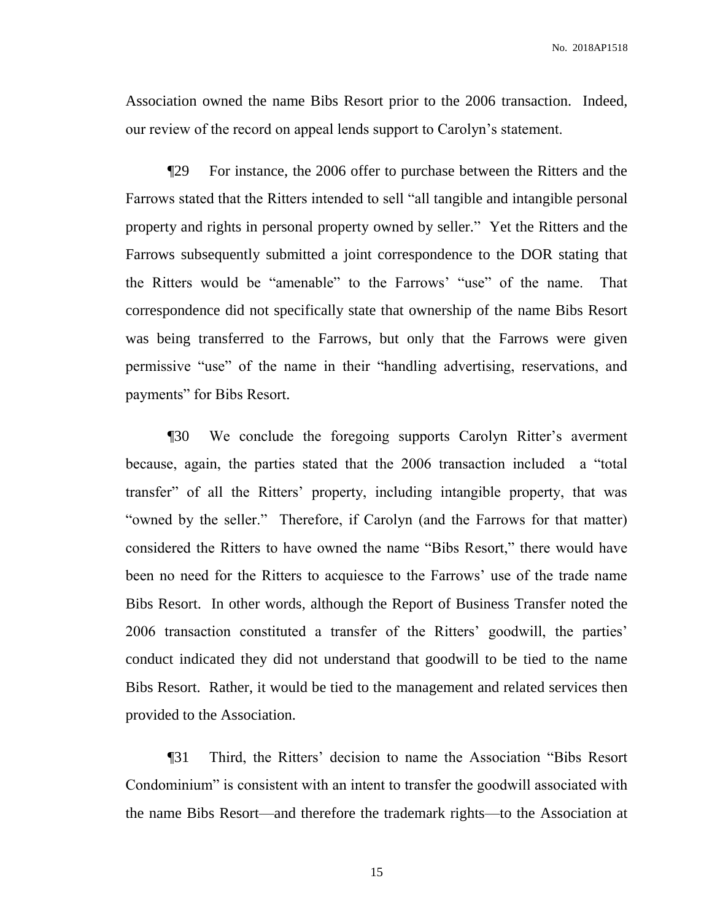Association owned the name Bibs Resort prior to the 2006 transaction. Indeed, our review of the record on appeal lends support to Carolyn's statement.

¶29 For instance, the 2006 offer to purchase between the Ritters and the Farrows stated that the Ritters intended to sell "all tangible and intangible personal property and rights in personal property owned by seller." Yet the Ritters and the Farrows subsequently submitted a joint correspondence to the DOR stating that the Ritters would be "amenable" to the Farrows' "use" of the name. That correspondence did not specifically state that ownership of the name Bibs Resort was being transferred to the Farrows, but only that the Farrows were given permissive "use" of the name in their "handling advertising, reservations, and payments" for Bibs Resort.

¶30 We conclude the foregoing supports Carolyn Ritter's averment because, again, the parties stated that the 2006 transaction included a "total transfer" of all the Ritters' property, including intangible property, that was "owned by the seller." Therefore, if Carolyn (and the Farrows for that matter) considered the Ritters to have owned the name "Bibs Resort," there would have been no need for the Ritters to acquiesce to the Farrows' use of the trade name Bibs Resort. In other words, although the Report of Business Transfer noted the 2006 transaction constituted a transfer of the Ritters' goodwill, the parties' conduct indicated they did not understand that goodwill to be tied to the name Bibs Resort. Rather, it would be tied to the management and related services then provided to the Association.

¶31 Third, the Ritters' decision to name the Association "Bibs Resort Condominium" is consistent with an intent to transfer the goodwill associated with the name Bibs Resort—and therefore the trademark rights—to the Association at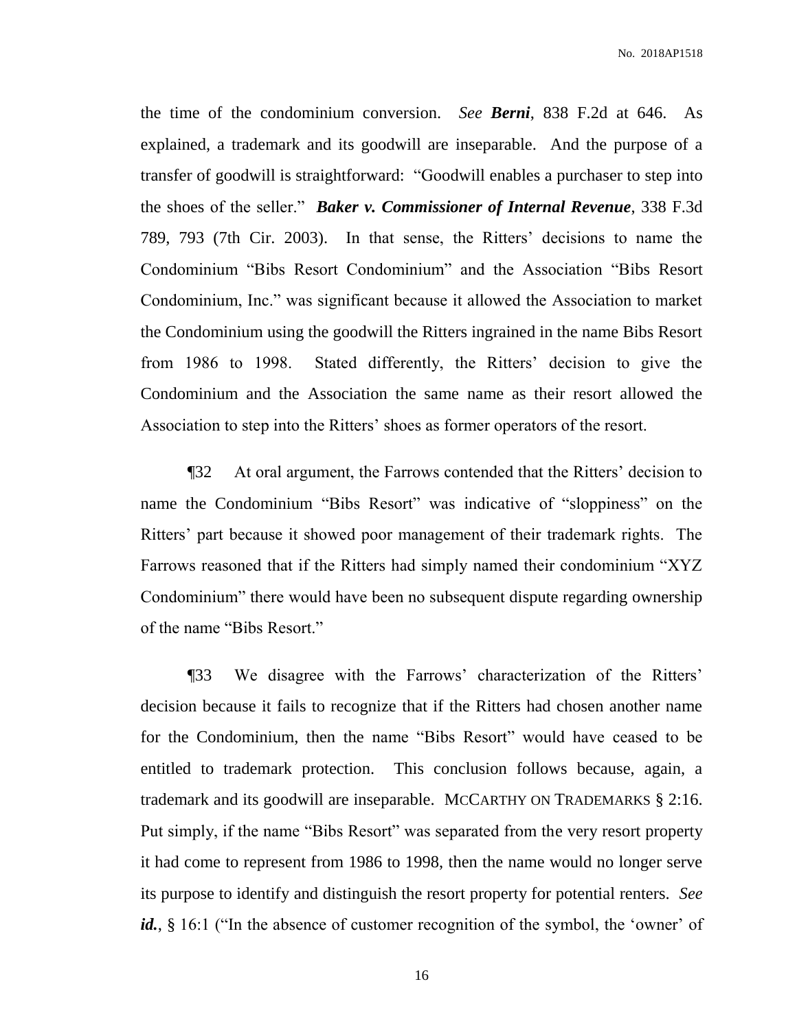the time of the condominium conversion. *See* ***Berni***, 838 F.2d at 646. As explained, a trademark and its goodwill are inseparable. And the purpose of a transfer of goodwill is straightforward: "Goodwill enables a purchaser to step into the shoes of the seller." ***Baker v. Commissioner of Internal Revenue***, 338 F.3d 789, 793 (7th Cir. 2003). In that sense, the Ritters' decisions to name the Condominium "Bibs Resort Condominium" and the Association "Bibs Resort Condominium, Inc." was significant because it allowed the Association to market the Condominium using the goodwill the Ritters ingrained in the name Bibs Resort from 1986 to 1998. Stated differently, the Ritters' decision to give the Condominium and the Association the same name as their resort allowed the Association to step into the Ritters' shoes as former operators of the resort.

¶32 At oral argument, the Farrows contended that the Ritters' decision to name the Condominium "Bibs Resort" was indicative of "sloppiness" on the Ritters' part because it showed poor management of their trademark rights. The Farrows reasoned that if the Ritters had simply named their condominium "XYZ Condominium" there would have been no subsequent dispute regarding ownership of the name "Bibs Resort."

¶33 We disagree with the Farrows' characterization of the Ritters' decision because it fails to recognize that if the Ritters had chosen another name for the Condominium, then the name "Bibs Resort" would have ceased to be entitled to trademark protection. This conclusion follows because, again, a trademark and its goodwill are inseparable. MCCARTHY ON TRADEMARKS § 2:16. Put simply, if the name "Bibs Resort" was separated from the very resort property it had come to represent from 1986 to 1998, then the name would no longer serve its purpose to identify and distinguish the resort property for potential renters. *See* ***id.***, § 16:1 ("In the absence of customer recognition of the symbol, the 'owner' of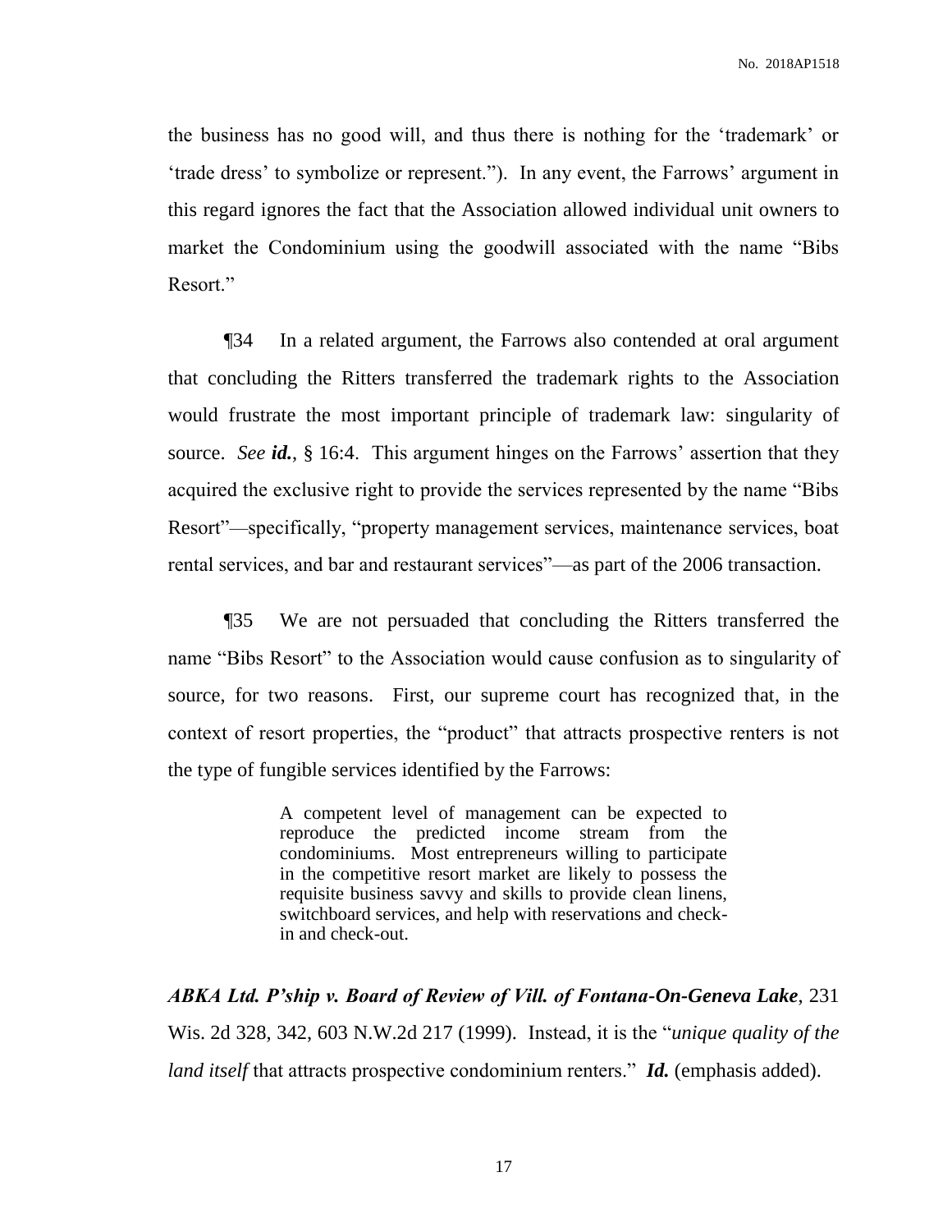the business has no good will, and thus there is nothing for the 'trademark' or 'trade dress' to symbolize or represent."). In any event, the Farrows' argument in this regard ignores the fact that the Association allowed individual unit owners to market the Condominium using the goodwill associated with the name "Bibs Resort."

¶34 In a related argument, the Farrows also contended at oral argument that concluding the Ritters transferred the trademark rights to the Association would frustrate the most important principle of trademark law: singularity of source. *See* ***id.***, § 16:4. This argument hinges on the Farrows' assertion that they acquired the exclusive right to provide the services represented by the name "Bibs Resort"—specifically, "property management services, maintenance services, boat rental services, and bar and restaurant services"—as part of the 2006 transaction.

¶35 We are not persuaded that concluding the Ritters transferred the name "Bibs Resort" to the Association would cause confusion as to singularity of source, for two reasons. First, our supreme court has recognized that, in the context of resort properties, the "product" that attracts prospective renters is not the type of fungible services identified by the Farrows:

> A competent level of management can be expected to reproduce the predicted income stream from the condominiums. Most entrepreneurs willing to participate in the competitive resort market are likely to possess the requisite business savvy and skills to provide clean linens, switchboard services, and help with reservations and check-in and check-out.

***ABKA Ltd. P'ship v. Board of Review of Vill. of Fontana-On-Geneva Lake***, 231 Wis. 2d 328, 342, 603 N.W.2d 217 (1999). Instead, it is the "*unique quality of the land itself* that attracts prospective condominium renters." ***Id.*** (emphasis added).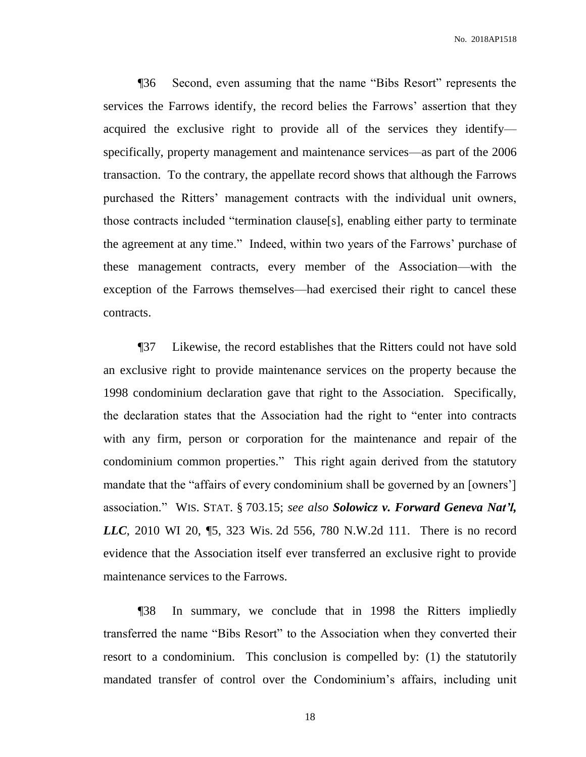¶36 Second, even assuming that the name "Bibs Resort" represents the services the Farrows identify, the record belies the Farrows' assertion that they acquired the exclusive right to provide all of the services they identify—specifically, property management and maintenance services—as part of the 2006 transaction. To the contrary, the appellate record shows that although the Farrows purchased the Ritters' management contracts with the individual unit owners, those contracts included "termination clause[s], enabling either party to terminate the agreement at any time." Indeed, within two years of the Farrows' purchase of these management contracts, every member of the Association—with the exception of the Farrows themselves—had exercised their right to cancel these contracts.

¶37 Likewise, the record establishes that the Ritters could not have sold an exclusive right to provide maintenance services on the property because the 1998 condominium declaration gave that right to the Association. Specifically, the declaration states that the Association had the right to "enter into contracts with any firm, person or corporation for the maintenance and repair of the condominium common properties." This right again derived from the statutory mandate that the "affairs of every condominium shall be governed by an [owners'] association." WIS. STAT. § 703.15; *see also* ***Solowicz v. Forward Geneva Nat'l, LLC***, 2010 WI 20, ¶5, 323 Wis. 2d 556, 780 N.W.2d 111. There is no record evidence that the Association itself ever transferred an exclusive right to provide maintenance services to the Farrows.

¶38 In summary, we conclude that in 1998 the Ritters impliedly transferred the name "Bibs Resort" to the Association when they converted their resort to a condominium. This conclusion is compelled by: (1) the statutorily mandated transfer of control over the Condominium's affairs, including unit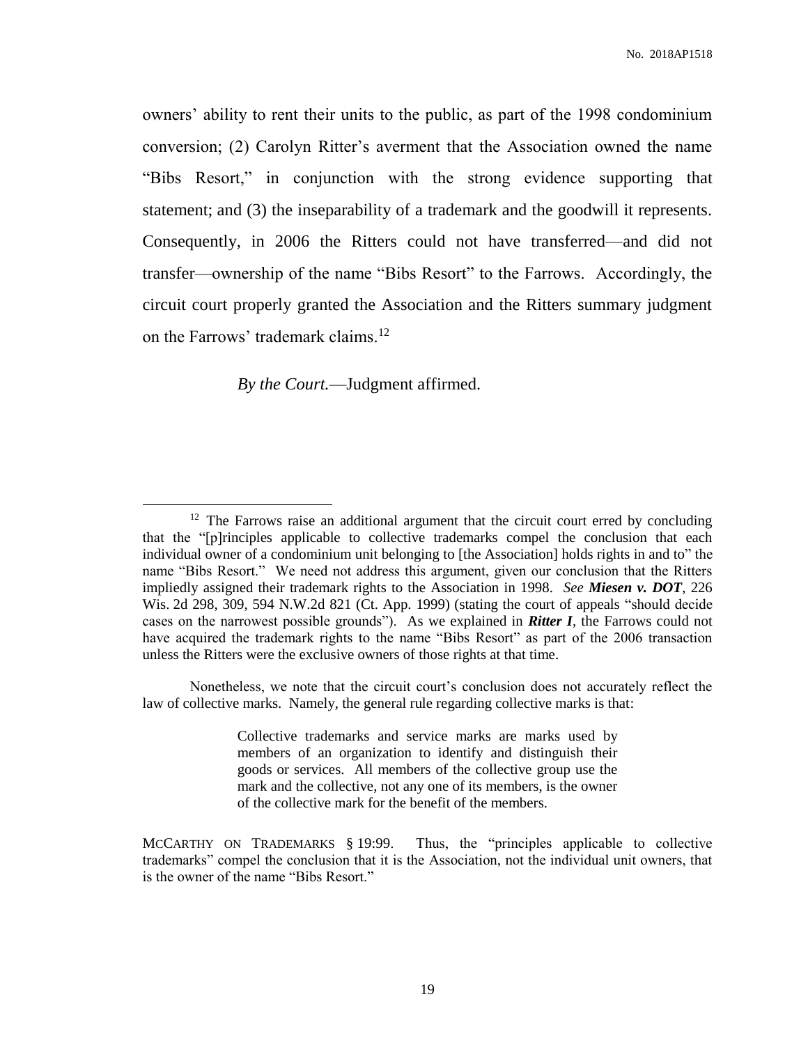owners' ability to rent their units to the public, as part of the 1998 condominium conversion; (2) Carolyn Ritter's averment that the Association owned the name "Bibs Resort," in conjunction with the strong evidence supporting that statement; and (3) the inseparability of a trademark and the goodwill it represents. Consequently, in 2006 the Ritters could not have transferred—and did not transfer—ownership of the name "Bibs Resort" to the Farrows. Accordingly, the circuit court properly granted the Association and the Ritters summary judgment on the Farrows' trademark claims.[12]

*By the Court.*—Judgment affirmed.

---

[12] The Farrows raise an additional argument that the circuit court erred by concluding that the "[p]rinciples applicable to collective trademarks compel the conclusion that each individual owner of a condominium unit belonging to [the Association] holds rights in and to" the name "Bibs Resort." We need not address this argument, given our conclusion that the Ritters impliedly assigned their trademark rights to the Association in 1998. *See **Miesen v. DOT***, 226 Wis. 2d 298, 309, 594 N.W.2d 821 (Ct. App. 1999) (stating the court of appeals "should decide cases on the narrowest possible grounds"). As we explained in ***Ritter I***, the Farrows could not have acquired the trademark rights to the name "Bibs Resort" as part of the 2006 transaction unless the Ritters were the exclusive owners of those rights at that time.

Nonetheless, we note that the circuit court's conclusion does not accurately reflect the law of collective marks. Namely, the general rule regarding collective marks is that:

> Collective trademarks and service marks are marks used by members of an organization to identify and distinguish their goods or services. All members of the collective group use the mark and the collective, not any one of its members, is the owner of the collective mark for the benefit of the members.

MCCARTHY ON TRADEMARKS § 19:99. Thus, the "principles applicable to collective trademarks" compel the conclusion that it is the Association, not the individual unit owners, that is the owner of the name "Bibs Resort."